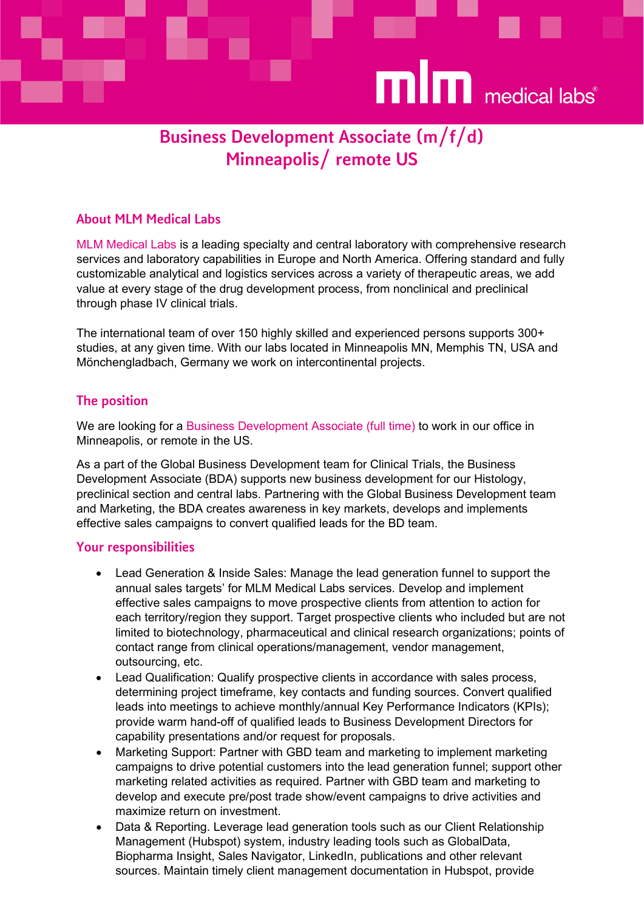# Business Development Associate (m/f/d)
# Minneapolis/ remote US

## About MLM Medical Labs

MLM Medical Labs is a leading specialty and central laboratory with comprehensive research services and laboratory capabilities in Europe and North America. Offering standard and fully customizable analytical and logistics services across a variety of therapeutic areas, we add value at every stage of the drug development process, from nonclinical and preclinical through phase IV clinical trials.

The international team of over 150 highly skilled and experienced persons supports 300+ studies, at any given time. With our labs located in Minneapolis MN, Memphis TN, USA and Mönchengladbach, Germany we work on intercontinental projects.

## The position

We are looking for a Business Development Associate (full time) to work in our office in Minneapolis, or remote in the US.

As a part of the Global Business Development team for Clinical Trials, the Business Development Associate (BDA) supports new business development for our Histology, preclinical section and central labs. Partnering with the Global Business Development team and Marketing, the BDA creates awareness in key markets, develops and implements effective sales campaigns to convert qualified leads for the BD team.

## Your responsibilities

- Lead Generation & Inside Sales: Manage the lead generation funnel to support the annual sales targets' for MLM Medical Labs services. Develop and implement effective sales campaigns to move prospective clients from attention to action for each territory/region they support. Target prospective clients who included but are not limited to biotechnology, pharmaceutical and clinical research organizations; points of contact range from clinical operations/management, vendor management, outsourcing, etc.
- Lead Qualification: Qualify prospective clients in accordance with sales process, determining project timeframe, key contacts and funding sources. Convert qualified leads into meetings to achieve monthly/annual Key Performance Indicators (KPIs); provide warm hand-off of qualified leads to Business Development Directors for capability presentations and/or request for proposals.
- Marketing Support: Partner with GBD team and marketing to implement marketing campaigns to drive potential customers into the lead generation funnel; support other marketing related activities as required. Partner with GBD team and marketing to develop and execute pre/post trade show/event campaigns to drive activities and maximize return on investment.
- Data & Reporting. Leverage lead generation tools such as our Client Relationship Management (Hubspot) system, industry leading tools such as GlobalData, Biopharma Insight, Sales Navigator, LinkedIn, publications and other relevant sources. Maintain timely client management documentation in Hubspot, provide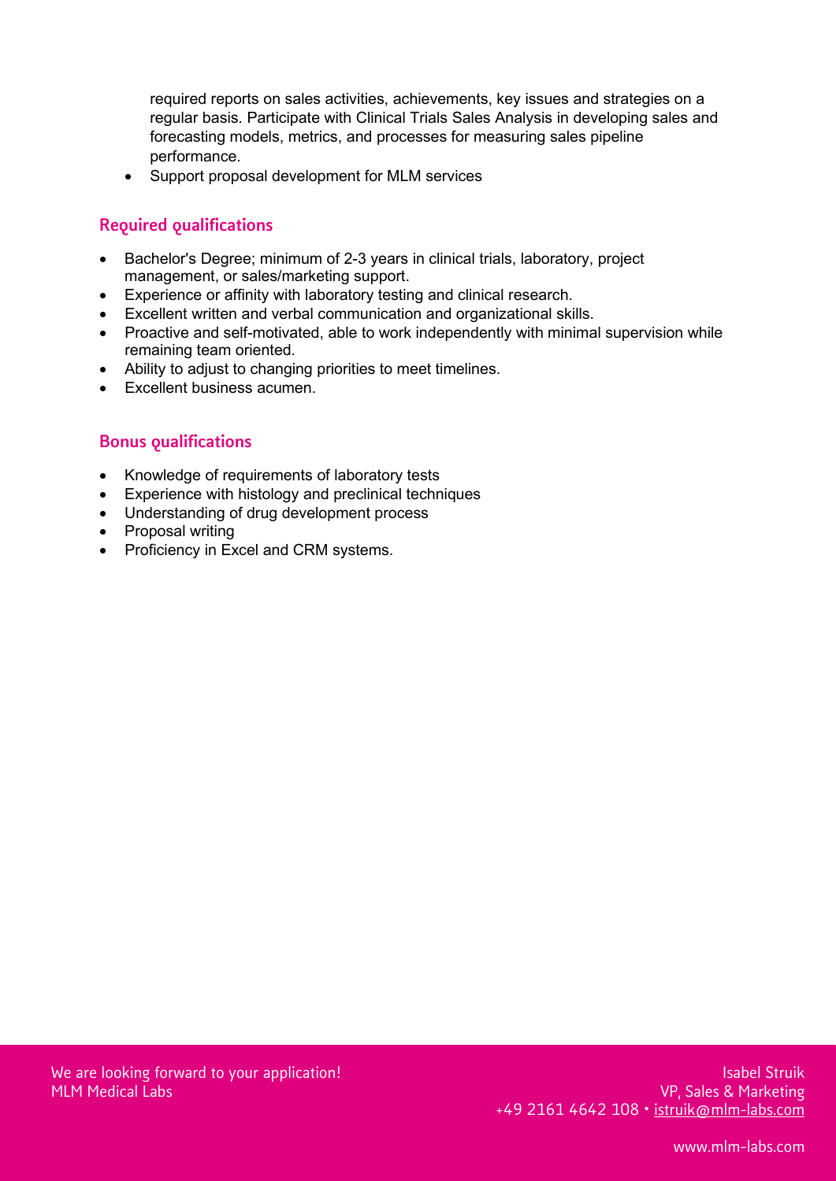required reports on sales activities, achievements, key issues and strategies on a regular basis. Participate with Clinical Trials Sales Analysis in developing sales and forecasting models, metrics, and processes for measuring sales pipeline performance.

- Support proposal development for MLM services

## Required qualifications

- Bachelor's Degree; minimum of 2-3 years in clinical trials, laboratory, project management, or sales/marketing support.
- Experience or affinity with laboratory testing and clinical research.
- Excellent written and verbal communication and organizational skills.
- Proactive and self-motivated, able to work independently with minimal supervision while remaining team oriented.
- Ability to adjust to changing priorities to meet timelines.
- Excellent business acumen.

## Bonus qualifications

- Knowledge of requirements of laboratory tests
- Experience with histology and preclinical techniques
- Understanding of drug development process
- Proposal writing
- Proficiency in Excel and CRM systems.

We are looking forward to your application!
MLM Medical Labs

Isabel Struik
VP, Sales & Marketing
+49 2161 4642 108 • istruik@mlm-labs.com

www.mlm-labs.com